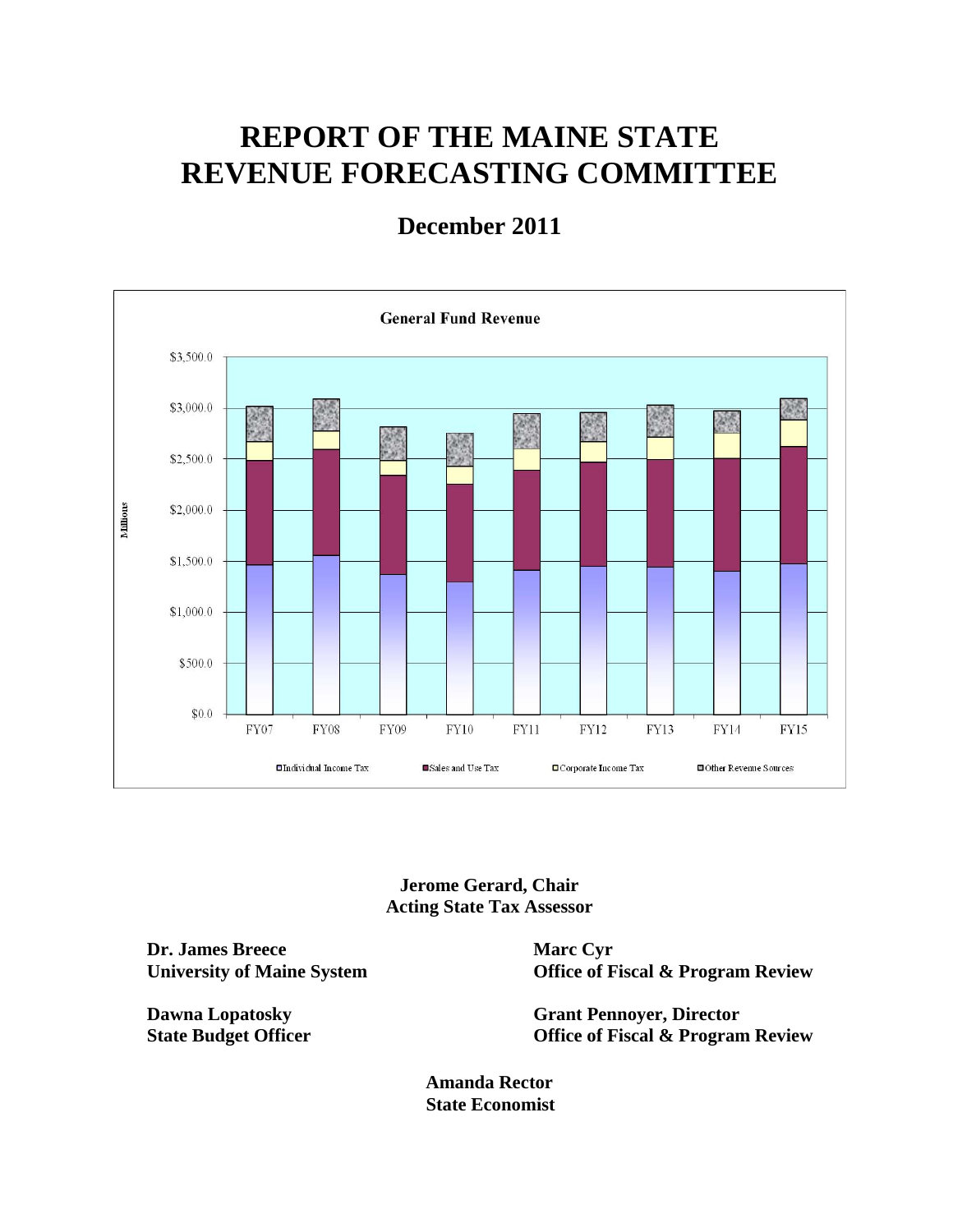# REPORT OF THE MAINE STATE REVENUE FORECASTING COMMITTEE

## December 2011

**General Fund Revenue**

Millions

$3,500.0
$3,000.0
$2,500.0
$2,000.0
$1,500.0
$1,000.0
$500.0
$0.0

FY07 FY08 FY09 FY10 FY11 FY12 FY13 FY14 FY15

Individual Income Tax | Sales and Use Tax | Corporate Income Tax | Other Revenue Sources

**Jerome Gerard, Chair**
**Acting State Tax Assessor**

**Dr. James Breece**
**University of Maine System**

**Marc Cyr**
**Office of Fiscal & Program Review**

**Dawna Lopatosky**
**State Budget Officer**

**Grant Pennoyer, Director**
**Office of Fiscal & Program Review**

**Amanda Rector**
**State Economist**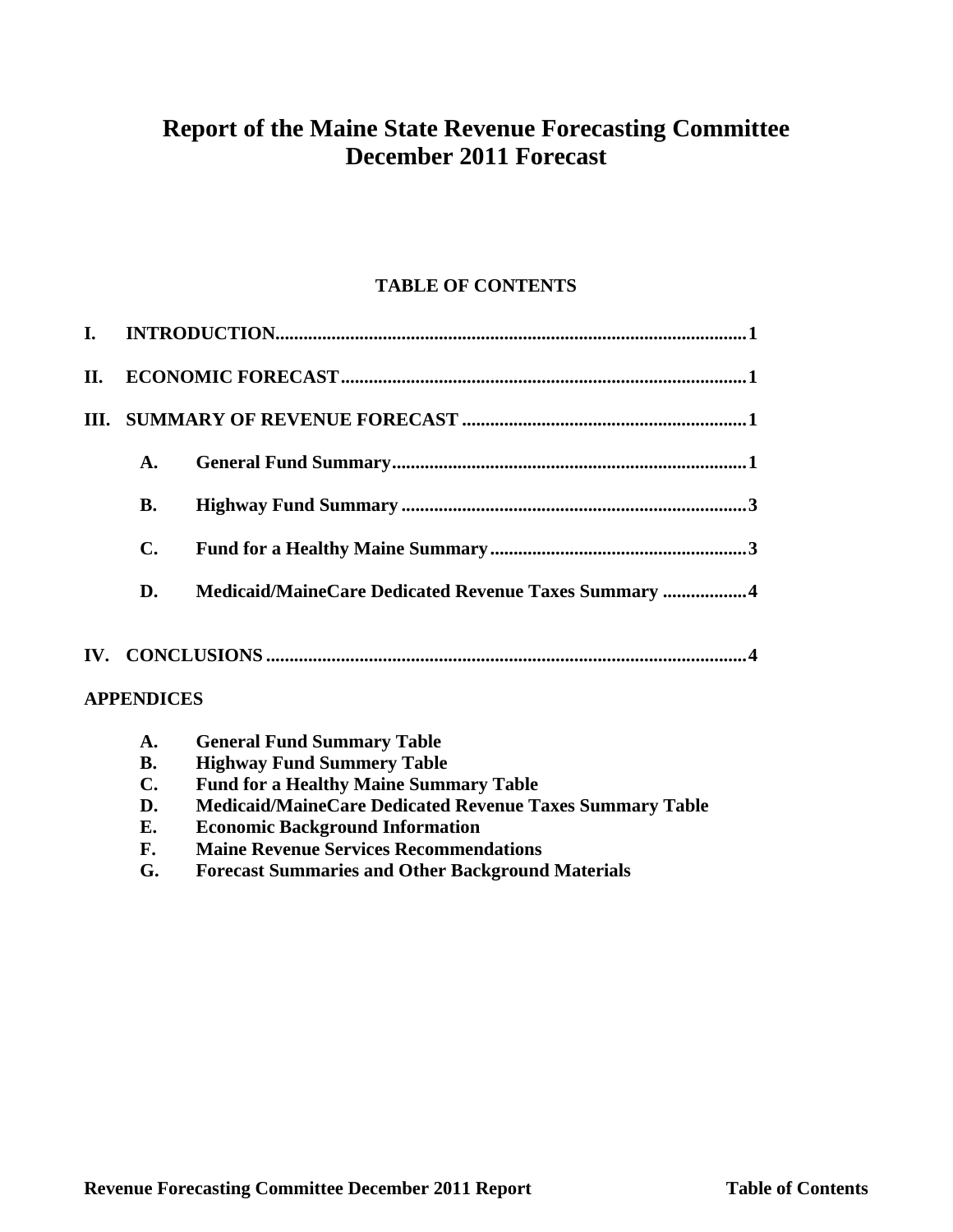# Report of the Maine State Revenue Forecasting Committee
# December 2011 Forecast

## TABLE OF CONTENTS

**I. INTRODUCTION .......... 1**

**II. ECONOMIC FORECAST .......... 1**

**III. SUMMARY OF REVENUE FORECAST .......... 1**

- **A. General Fund Summary .......... 1**
- **B. Highway Fund Summary .......... 3**
- **C. Fund for a Healthy Maine Summary .......... 3**
- **D. Medicaid/MaineCare Dedicated Revenue Taxes Summary .......... 4**

**IV. CONCLUSIONS .......... 4**

**APPENDICES**

- **A. General Fund Summary Table**
- **B. Highway Fund Summery Table**
- **C. Fund for a Healthy Maine Summary Table**
- **D. Medicaid/MaineCare Dedicated Revenue Taxes Summary Table**
- **E. Economic Background Information**
- **F. Maine Revenue Services Recommendations**
- **G. Forecast Summaries and Other Background Materials**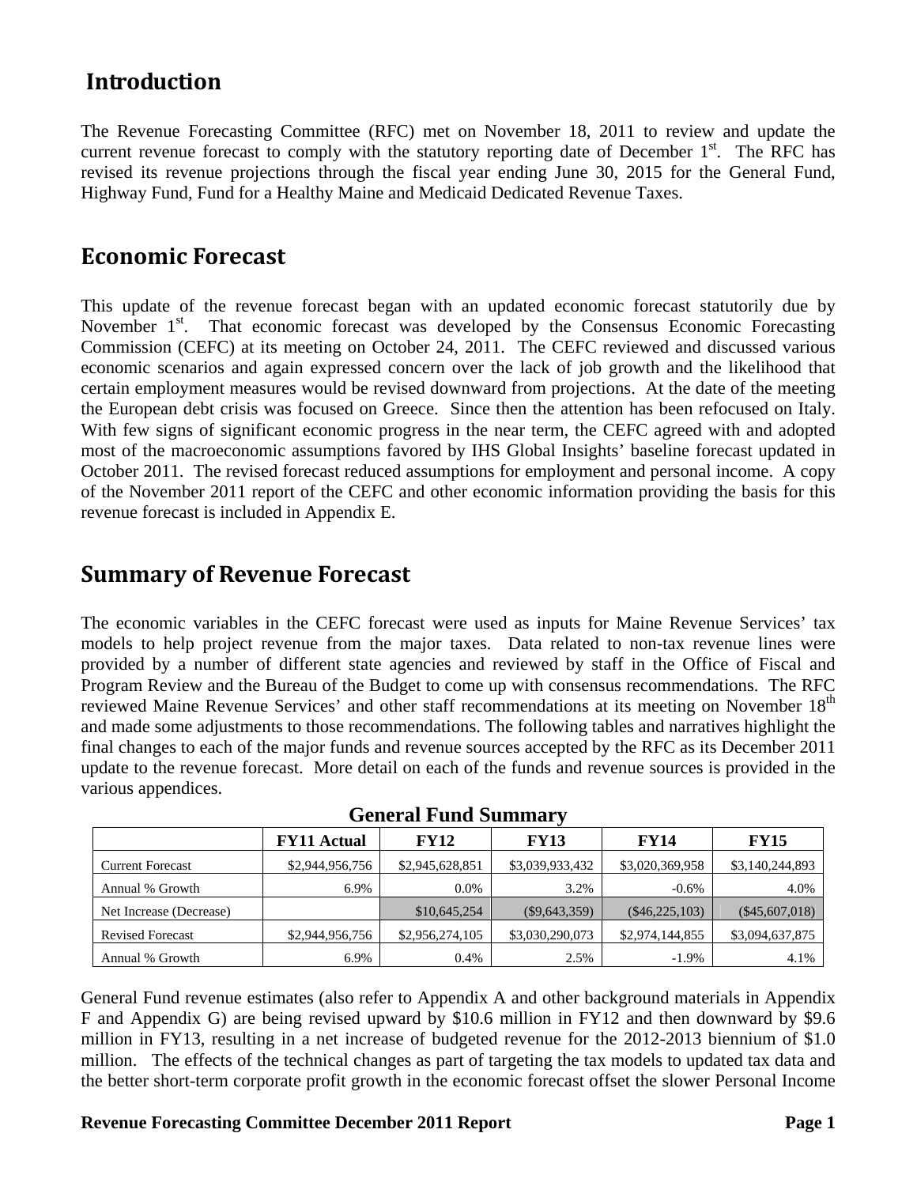## Introduction

The Revenue Forecasting Committee (RFC) met on November 18, 2011 to review and update the current revenue forecast to comply with the statutory reporting date of December 1st. The RFC has revised its revenue projections through the fiscal year ending June 30, 2015 for the General Fund, Highway Fund, Fund for a Healthy Maine and Medicaid Dedicated Revenue Taxes.

## Economic Forecast

This update of the revenue forecast began with an updated economic forecast statutorily due by November 1st. That economic forecast was developed by the Consensus Economic Forecasting Commission (CEFC) at its meeting on October 24, 2011. The CEFC reviewed and discussed various economic scenarios and again expressed concern over the lack of job growth and the likelihood that certain employment measures would be revised downward from projections. At the date of the meeting the European debt crisis was focused on Greece. Since then the attention has been refocused on Italy. With few signs of significant economic progress in the near term, the CEFC agreed with and adopted most of the macroeconomic assumptions favored by IHS Global Insights' baseline forecast updated in October 2011. The revised forecast reduced assumptions for employment and personal income. A copy of the November 2011 report of the CEFC and other economic information providing the basis for this revenue forecast is included in Appendix E.

## Summary of Revenue Forecast

The economic variables in the CEFC forecast were used as inputs for Maine Revenue Services' tax models to help project revenue from the major taxes. Data related to non-tax revenue lines were provided by a number of different state agencies and reviewed by staff in the Office of Fiscal and Program Review and the Bureau of the Budget to come up with consensus recommendations. The RFC reviewed Maine Revenue Services' and other staff recommendations at its meeting on November 18th and made some adjustments to those recommendations. The following tables and narratives highlight the final changes to each of the major funds and revenue sources accepted by the RFC as its December 2011 update to the revenue forecast. More detail on each of the funds and revenue sources is provided in the various appendices.

**General Fund Summary**

| | FY11 Actual | FY12 | FY13 | FY14 | FY15 |
|---|---|---|---|---|---|
| Current Forecast | $2,944,956,756 | $2,945,628,851 | $3,039,933,432 | $3,020,369,958 | $3,140,244,893 |
| Annual % Growth | 6.9% | 0.0% | 3.2% | -0.6% | 4.0% |
| Net Increase (Decrease) | | $10,645,254 | ($9,643,359) | ($46,225,103) | ($45,607,018) |
| Revised Forecast | $2,944,956,756 | $2,956,274,105 | $3,030,290,073 | $2,974,144,855 | $3,094,637,875 |
| Annual % Growth | 6.9% | 0.4% | 2.5% | -1.9% | 4.1% |

General Fund revenue estimates (also refer to Appendix A and other background materials in Appendix F and Appendix G) are being revised upward by $10.6 million in FY12 and then downward by $9.6 million in FY13, resulting in a net increase of budgeted revenue for the 2012-2013 biennium of $1.0 million. The effects of the technical changes as part of targeting the tax models to updated tax data and the better short-term corporate profit growth in the economic forecast offset the slower Personal Income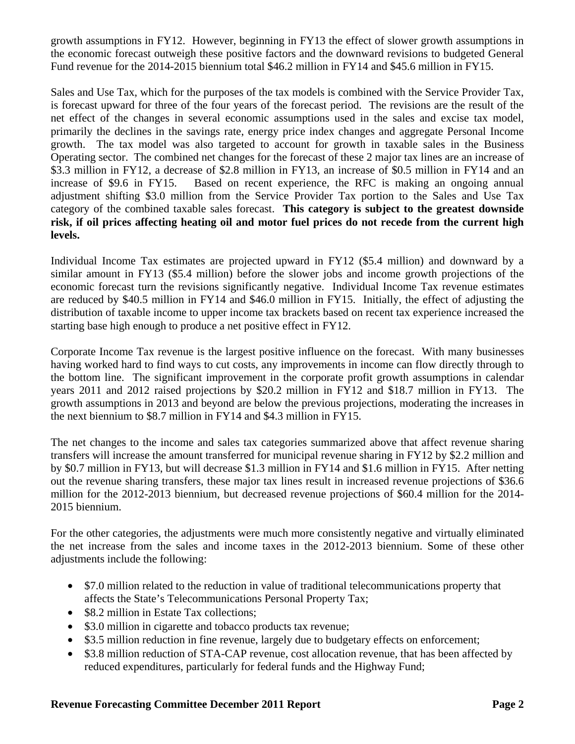growth assumptions in FY12. However, beginning in FY13 the effect of slower growth assumptions in the economic forecast outweigh these positive factors and the downward revisions to budgeted General Fund revenue for the 2014-2015 biennium total $46.2 million in FY14 and $45.6 million in FY15.

Sales and Use Tax, which for the purposes of the tax models is combined with the Service Provider Tax, is forecast upward for three of the four years of the forecast period. The revisions are the result of the net effect of the changes in several economic assumptions used in the sales and excise tax model, primarily the declines in the savings rate, energy price index changes and aggregate Personal Income growth. The tax model was also targeted to account for growth in taxable sales in the Business Operating sector. The combined net changes for the forecast of these 2 major tax lines are an increase of $3.3 million in FY12, a decrease of $2.8 million in FY13, an increase of $0.5 million in FY14 and an increase of $9.6 in FY15. Based on recent experience, the RFC is making an ongoing annual adjustment shifting $3.0 million from the Service Provider Tax portion to the Sales and Use Tax category of the combined taxable sales forecast. **This category is subject to the greatest downside risk, if oil prices affecting heating oil and motor fuel prices do not recede from the current high levels.**

Individual Income Tax estimates are projected upward in FY12 ($5.4 million) and downward by a similar amount in FY13 ($5.4 million) before the slower jobs and income growth projections of the economic forecast turn the revisions significantly negative. Individual Income Tax revenue estimates are reduced by $40.5 million in FY14 and $46.0 million in FY15. Initially, the effect of adjusting the distribution of taxable income to upper income tax brackets based on recent tax experience increased the starting base high enough to produce a net positive effect in FY12.

Corporate Income Tax revenue is the largest positive influence on the forecast. With many businesses having worked hard to find ways to cut costs, any improvements in income can flow directly through to the bottom line. The significant improvement in the corporate profit growth assumptions in calendar years 2011 and 2012 raised projections by $20.2 million in FY12 and $18.7 million in FY13. The growth assumptions in 2013 and beyond are below the previous projections, moderating the increases in the next biennium to $8.7 million in FY14 and $4.3 million in FY15.

The net changes to the income and sales tax categories summarized above that affect revenue sharing transfers will increase the amount transferred for municipal revenue sharing in FY12 by $2.2 million and by $0.7 million in FY13, but will decrease $1.3 million in FY14 and $1.6 million in FY15. After netting out the revenue sharing transfers, these major tax lines result in increased revenue projections of $36.6 million for the 2012-2013 biennium, but decreased revenue projections of $60.4 million for the 2014-2015 biennium.

For the other categories, the adjustments were much more consistently negative and virtually eliminated the net increase from the sales and income taxes in the 2012-2013 biennium. Some of these other adjustments include the following:

- $7.0 million related to the reduction in value of traditional telecommunications property that affects the State's Telecommunications Personal Property Tax;
- $8.2 million in Estate Tax collections;
- $3.0 million in cigarette and tobacco products tax revenue;
- $3.5 million reduction in fine revenue, largely due to budgetary effects on enforcement;
- $3.8 million reduction of STA-CAP revenue, cost allocation revenue, that has been affected by reduced expenditures, particularly for federal funds and the Highway Fund;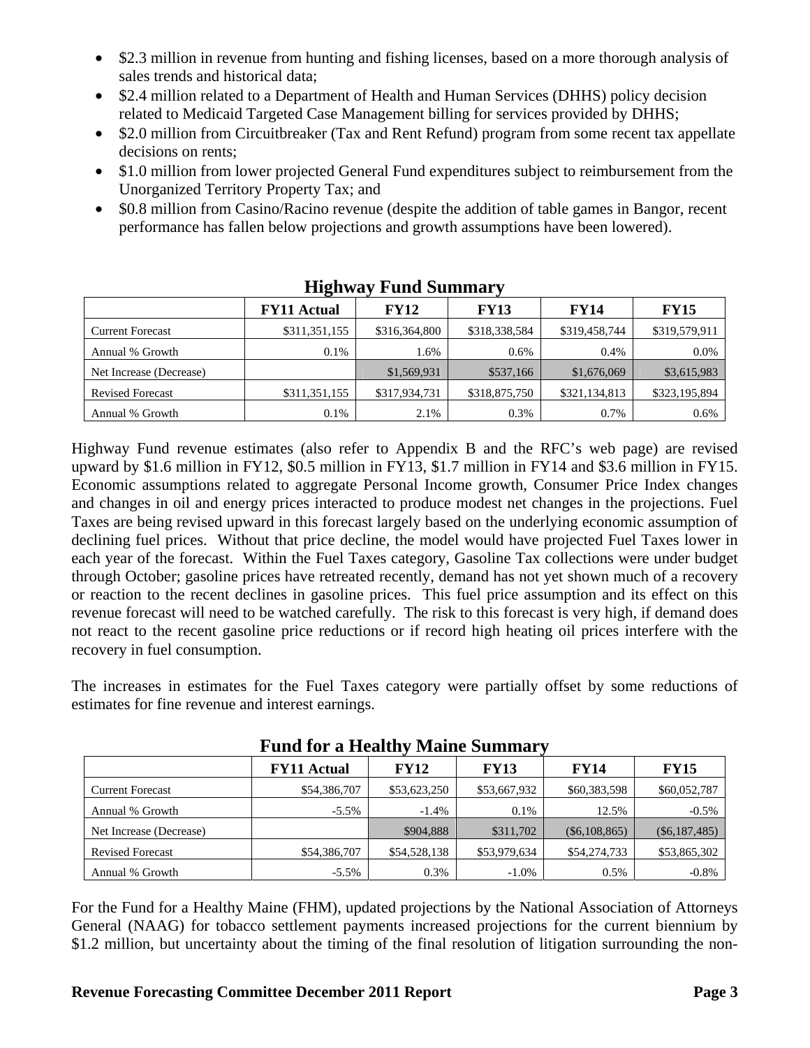- $2.3 million in revenue from hunting and fishing licenses, based on a more thorough analysis of sales trends and historical data;
- $2.4 million related to a Department of Health and Human Services (DHHS) policy decision related to Medicaid Targeted Case Management billing for services provided by DHHS;
- $2.0 million from Circuitbreaker (Tax and Rent Refund) program from some recent tax appellate decisions on rents;
- $1.0 million from lower projected General Fund expenditures subject to reimbursement from the Unorganized Territory Property Tax; and
- $0.8 million from Casino/Racino revenue (despite the addition of table games in Bangor, recent performance has fallen below projections and growth assumptions have been lowered).

## Highway Fund Summary

| | FY11 Actual | FY12 | FY13 | FY14 | FY15 |
|---|---|---|---|---|---|
| Current Forecast | $311,351,155 | $316,364,800 | $318,338,584 | $319,458,744 | $319,579,911 |
| Annual % Growth | 0.1% | 1.6% | 0.6% | 0.4% | 0.0% |
| Net Increase (Decrease) | | $1,569,931 | $537,166 | $1,676,069 | $3,615,983 |
| Revised Forecast | $311,351,155 | $317,934,731 | $318,875,750 | $321,134,813 | $323,195,894 |
| Annual % Growth | 0.1% | 2.1% | 0.3% | 0.7% | 0.6% |

Highway Fund revenue estimates (also refer to Appendix B and the RFC's web page) are revised upward by $1.6 million in FY12, $0.5 million in FY13, $1.7 million in FY14 and $3.6 million in FY15. Economic assumptions related to aggregate Personal Income growth, Consumer Price Index changes and changes in oil and energy prices interacted to produce modest net changes in the projections. Fuel Taxes are being revised upward in this forecast largely based on the underlying economic assumption of declining fuel prices. Without that price decline, the model would have projected Fuel Taxes lower in each year of the forecast. Within the Fuel Taxes category, Gasoline Tax collections were under budget through October; gasoline prices have retreated recently, demand has not yet shown much of a recovery or reaction to the recent declines in gasoline prices. This fuel price assumption and its effect on this revenue forecast will need to be watched carefully. The risk to this forecast is very high, if demand does not react to the recent gasoline price reductions or if record high heating oil prices interfere with the recovery in fuel consumption.

The increases in estimates for the Fuel Taxes category were partially offset by some reductions of estimates for fine revenue and interest earnings.

## Fund for a Healthy Maine Summary

| | FY11 Actual | FY12 | FY13 | FY14 | FY15 |
|---|---|---|---|---|---|
| Current Forecast | $54,386,707 | $53,623,250 | $53,667,932 | $60,383,598 | $60,052,787 |
| Annual % Growth | -5.5% | -1.4% | 0.1% | 12.5% | -0.5% |
| Net Increase (Decrease) | | $904,888 | $311,702 | ($6,108,865) | ($6,187,485) |
| Revised Forecast | $54,386,707 | $54,528,138 | $53,979,634 | $54,274,733 | $53,865,302 |
| Annual % Growth | -5.5% | 0.3% | -1.0% | 0.5% | -0.8% |

For the Fund for a Healthy Maine (FHM), updated projections by the National Association of Attorneys General (NAAG) for tobacco settlement payments increased projections for the current biennium by $1.2 million, but uncertainty about the timing of the final resolution of litigation surrounding the non-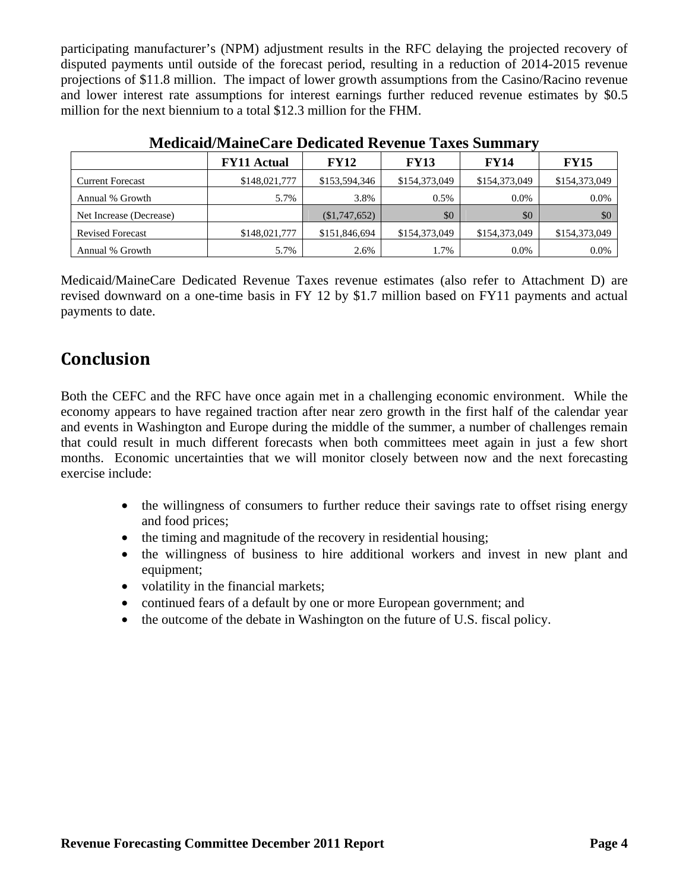participating manufacturer's (NPM) adjustment results in the RFC delaying the projected recovery of disputed payments until outside of the forecast period, resulting in a reduction of 2014-2015 revenue projections of $11.8 million. The impact of lower growth assumptions from the Casino/Racino revenue and lower interest rate assumptions for interest earnings further reduced revenue estimates by $0.5 million for the next biennium to a total $12.3 million for the FHM.

**Medicaid/MaineCare Dedicated Revenue Taxes Summary**

| | FY11 Actual | FY12 | FY13 | FY14 | FY15 |
|---|---|---|---|---|---|
| Current Forecast | $148,021,777 | $153,594,346 | $154,373,049 | $154,373,049 | $154,373,049 |
| Annual % Growth | 5.7% | 3.8% | 0.5% | 0.0% | 0.0% |
| Net Increase (Decrease) | | ($1,747,652) | $0 | $0 | $0 |
| Revised Forecast | $148,021,777 | $151,846,694 | $154,373,049 | $154,373,049 | $154,373,049 |
| Annual % Growth | 5.7% | 2.6% | 1.7% | 0.0% | 0.0% |

Medicaid/MaineCare Dedicated Revenue Taxes revenue estimates (also refer to Attachment D) are revised downward on a one-time basis in FY 12 by $1.7 million based on FY11 payments and actual payments to date.

## Conclusion

Both the CEFC and the RFC have once again met in a challenging economic environment. While the economy appears to have regained traction after near zero growth in the first half of the calendar year and events in Washington and Europe during the middle of the summer, a number of challenges remain that could result in much different forecasts when both committees meet again in just a few short months. Economic uncertainties that we will monitor closely between now and the next forecasting exercise include:

- the willingness of consumers to further reduce their savings rate to offset rising energy and food prices;
- the timing and magnitude of the recovery in residential housing;
- the willingness of business to hire additional workers and invest in new plant and equipment;
- volatility in the financial markets;
- continued fears of a default by one or more European government; and
- the outcome of the debate in Washington on the future of U.S. fiscal policy.